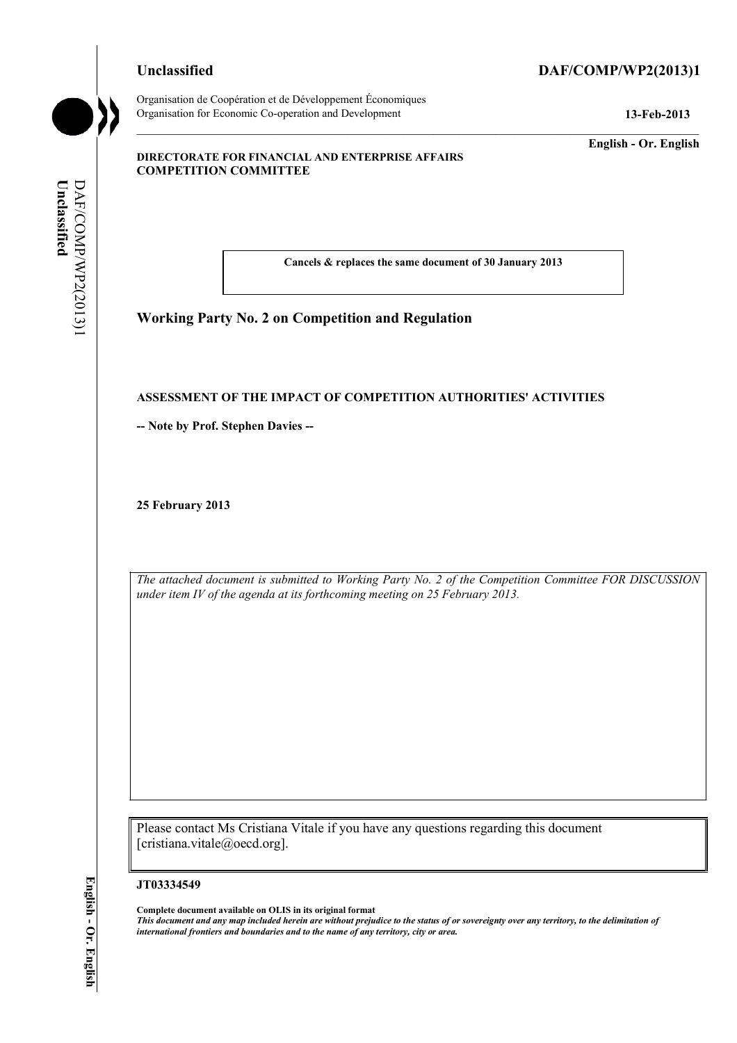Unclassified **DAF/COMP/WP2(2013)1**

Organisation de Coopération et de Développement Économiques
Organisation for Economic Co-operation and Development **13-Feb-2013**

**English - Or. English**

**DIRECTORATE FOR FINANCIAL AND ENTERPRISE AFFAIRS**
**COMPETITION COMMITTEE**

**Cancels & replaces the same document of 30 January 2013**

## Working Party No. 2 on Competition and Regulation

**ASSESSMENT OF THE IMPACT OF COMPETITION AUTHORITIES' ACTIVITIES**

**-- Note by Prof. Stephen Davies --**

**25 February 2013**

*The attached document is submitted to Working Party No. 2 of the Competition Committee FOR DISCUSSION under item IV of the agenda at its forthcoming meeting on 25 February 2013.*

Please contact Ms Cristiana Vitale if you have any questions regarding this document [cristiana.vitale@oecd.org].

**JT03334549**

**Complete document available on OLIS in its original format**
***This document and any map included herein are without prejudice to the status of or sovereignty over any territory, to the delimitation of international frontiers and boundaries and to the name of any territory, city or area.***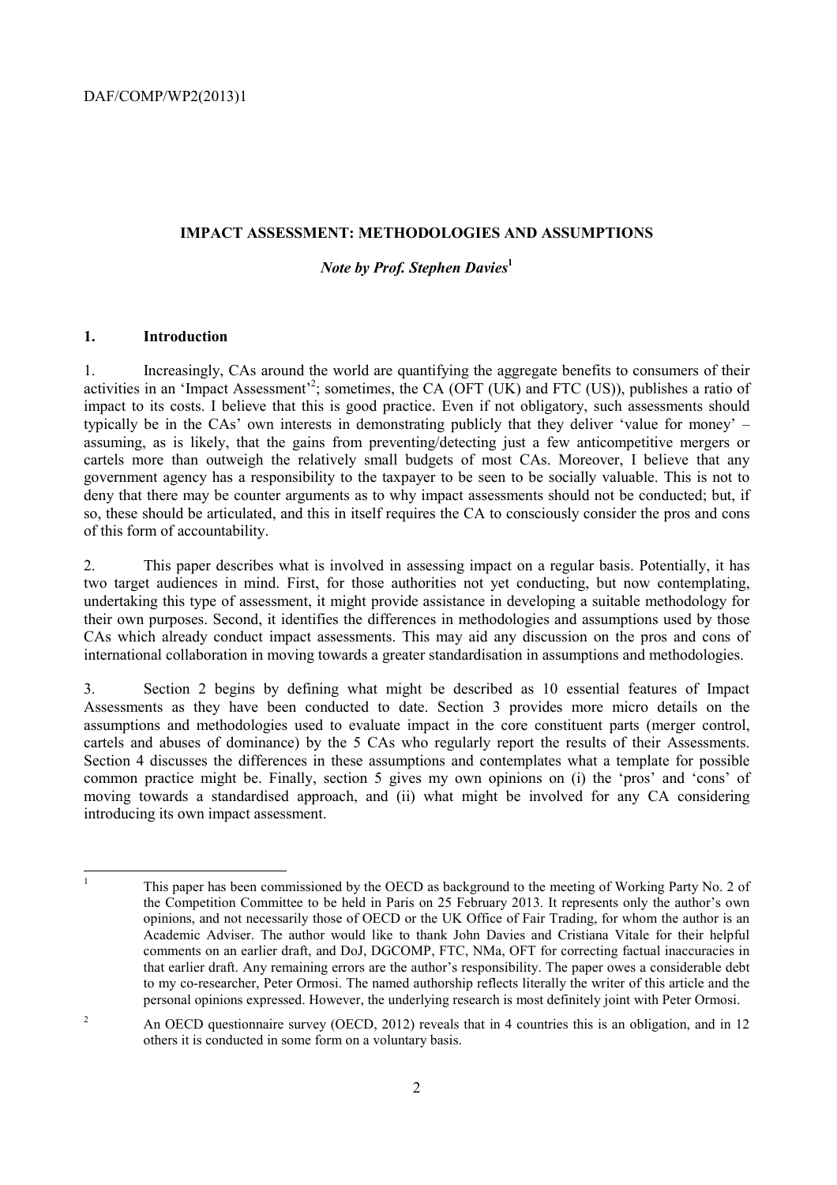## IMPACT ASSESSMENT: METHODOLOGIES AND ASSUMPTIONS

*Note by Prof. Stephen Davies*[1]

### 1. Introduction

1. Increasingly, CAs around the world are quantifying the aggregate benefits to consumers of their activities in an 'Impact Assessment'[2]; sometimes, the CA (OFT (UK) and FTC (US)), publishes a ratio of impact to its costs. I believe that this is good practice. Even if not obligatory, such assessments should typically be in the CAs' own interests in demonstrating publicly that they deliver 'value for money' – assuming, as is likely, that the gains from preventing/detecting just a few anticompetitive mergers or cartels more than outweigh the relatively small budgets of most CAs. Moreover, I believe that any government agency has a responsibility to the taxpayer to be seen to be socially valuable. This is not to deny that there may be counter arguments as to why impact assessments should not be conducted; but, if so, these should be articulated, and this in itself requires the CA to consciously consider the pros and cons of this form of accountability.

2. This paper describes what is involved in assessing impact on a regular basis. Potentially, it has two target audiences in mind. First, for those authorities not yet conducting, but now contemplating, undertaking this type of assessment, it might provide assistance in developing a suitable methodology for their own purposes. Second, it identifies the differences in methodologies and assumptions used by those CAs which already conduct impact assessments. This may aid any discussion on the pros and cons of international collaboration in moving towards a greater standardisation in assumptions and methodologies.

3. Section 2 begins by defining what might be described as 10 essential features of Impact Assessments as they have been conducted to date. Section 3 provides more micro details on the assumptions and methodologies used to evaluate impact in the core constituent parts (merger control, cartels and abuses of dominance) by the 5 CAs who regularly report the results of their Assessments. Section 4 discusses the differences in these assumptions and contemplates what a template for possible common practice might be. Finally, section 5 gives my own opinions on (i) the 'pros' and 'cons' of moving towards a standardised approach, and (ii) what might be involved for any CA considering introducing its own impact assessment.

---

[1] This paper has been commissioned by the OECD as background to the meeting of Working Party No. 2 of the Competition Committee to be held in Paris on 25 February 2013. It represents only the author's own opinions, and not necessarily those of OECD or the UK Office of Fair Trading, for whom the author is an Academic Adviser. The author would like to thank John Davies and Cristiana Vitale for their helpful comments on an earlier draft, and DoJ, DGCOMP, FTC, NMa, OFT for correcting factual inaccuracies in that earlier draft. Any remaining errors are the author's responsibility. The paper owes a considerable debt to my co-researcher, Peter Ormosi. The named authorship reflects literally the writer of this article and the personal opinions expressed. However, the underlying research is most definitely joint with Peter Ormosi.

[2] An OECD questionnaire survey (OECD, 2012) reveals that in 4 countries this is an obligation, and in 12 others it is conducted in some form on a voluntary basis.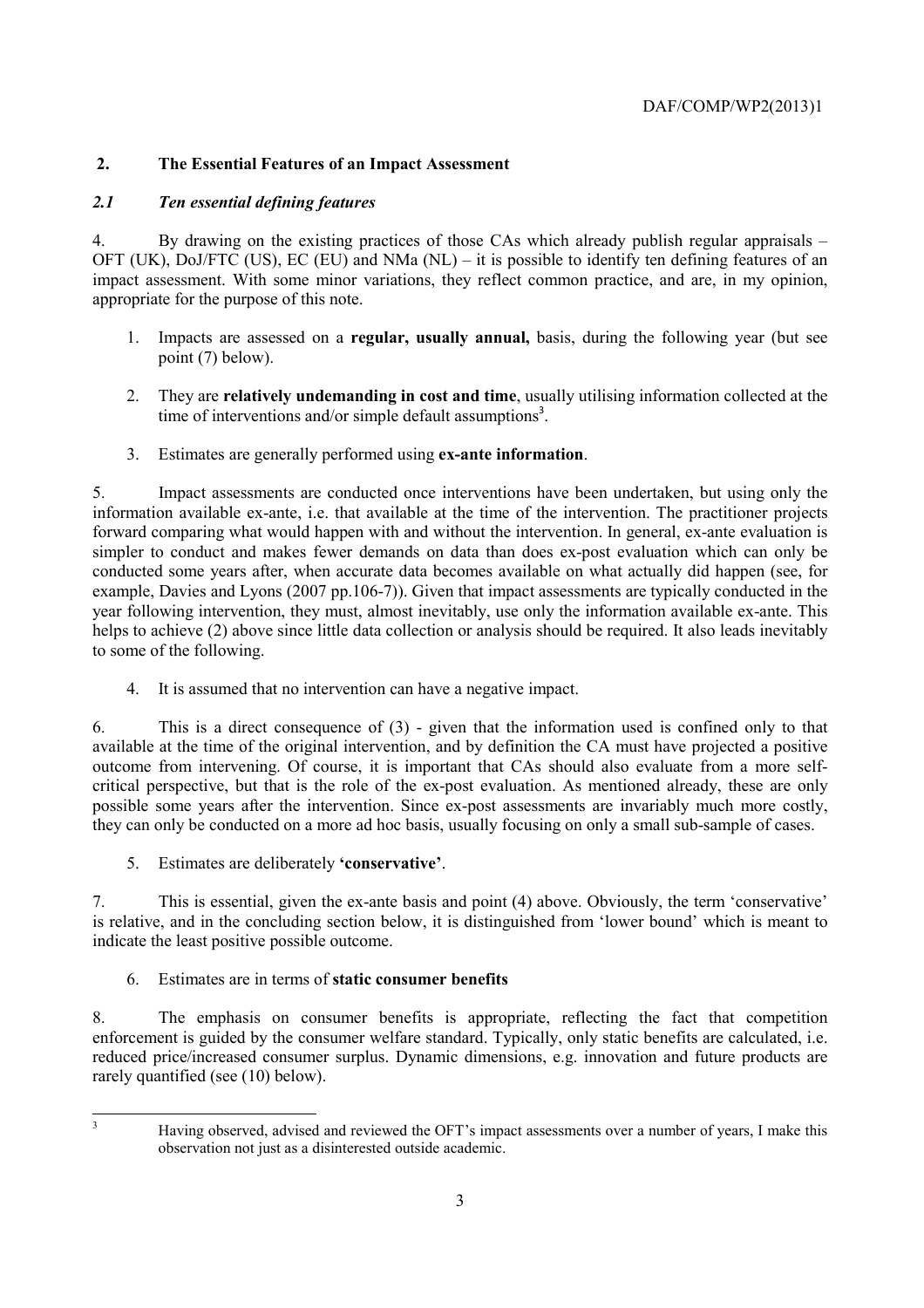## 2. The Essential Features of an Impact Assessment

### *2.1 Ten essential defining features*

4. By drawing on the existing practices of those CAs which already publish regular appraisals – OFT (UK), DoJ/FTC (US), EC (EU) and NMa (NL) – it is possible to identify ten defining features of an impact assessment. With some minor variations, they reflect common practice, and are, in my opinion, appropriate for the purpose of this note.

1. Impacts are assessed on a **regular, usually annual,** basis, during the following year (but see point (7) below).

2. They are **relatively undemanding in cost and time**, usually utilising information collected at the time of interventions and/or simple default assumptions[3].

3. Estimates are generally performed using **ex-ante information**.

5. Impact assessments are conducted once interventions have been undertaken, but using only the information available ex-ante, i.e. that available at the time of the intervention. The practitioner projects forward comparing what would happen with and without the intervention. In general, ex-ante evaluation is simpler to conduct and makes fewer demands on data than does ex-post evaluation which can only be conducted some years after, when accurate data becomes available on what actually did happen (see, for example, Davies and Lyons (2007 pp.106-7)). Given that impact assessments are typically conducted in the year following intervention, they must, almost inevitably, use only the information available ex-ante. This helps to achieve (2) above since little data collection or analysis should be required. It also leads inevitably to some of the following.

4. It is assumed that no intervention can have a negative impact.

6. This is a direct consequence of (3) - given that the information used is confined only to that available at the time of the original intervention, and by definition the CA must have projected a positive outcome from intervening. Of course, it is important that CAs should also evaluate from a more self-critical perspective, but that is the role of the ex-post evaluation. As mentioned already, these are only possible some years after the intervention. Since ex-post assessments are invariably much more costly, they can only be conducted on a more ad hoc basis, usually focusing on only a small sub-sample of cases.

5. Estimates are deliberately **'conservative'**.

7. This is essential, given the ex-ante basis and point (4) above. Obviously, the term 'conservative' is relative, and in the concluding section below, it is distinguished from 'lower bound' which is meant to indicate the least positive possible outcome.

6. Estimates are in terms of **static consumer benefits**

8. The emphasis on consumer benefits is appropriate, reflecting the fact that competition enforcement is guided by the consumer welfare standard. Typically, only static benefits are calculated, i.e. reduced price/increased consumer surplus. Dynamic dimensions, e.g. innovation and future products are rarely quantified (see (10) below).

[3] Having observed, advised and reviewed the OFT's impact assessments over a number of years, I make this observation not just as a disinterested outside academic.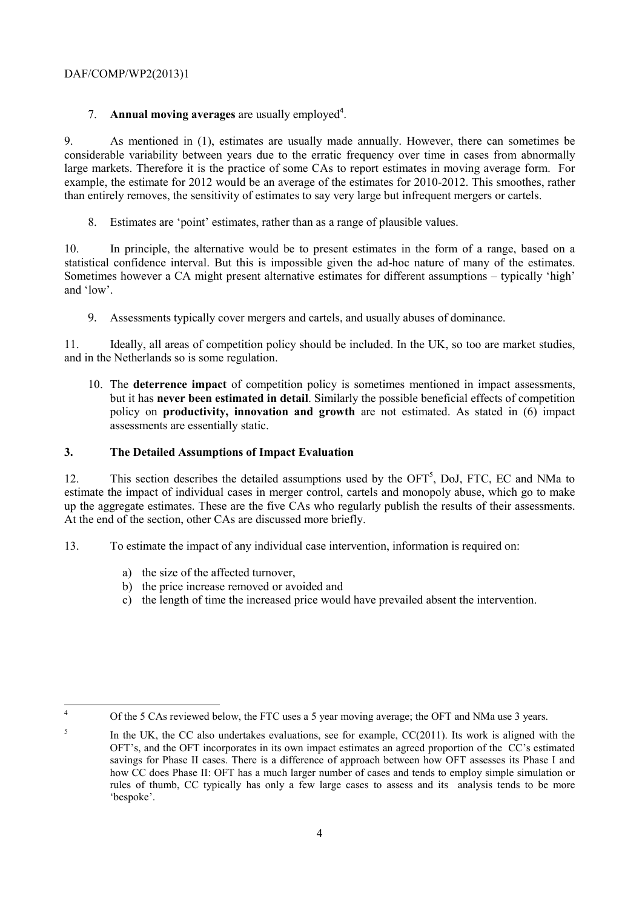7. **Annual moving averages** are usually employed[4].

9. As mentioned in (1), estimates are usually made annually. However, there can sometimes be considerable variability between years due to the erratic frequency over time in cases from abnormally large markets. Therefore it is the practice of some CAs to report estimates in moving average form. For example, the estimate for 2012 would be an average of the estimates for 2010-2012. This smoothes, rather than entirely removes, the sensitivity of estimates to say very large but infrequent mergers or cartels.

8. Estimates are 'point' estimates, rather than as a range of plausible values.

10. In principle, the alternative would be to present estimates in the form of a range, based on a statistical confidence interval. But this is impossible given the ad-hoc nature of many of the estimates. Sometimes however a CA might present alternative estimates for different assumptions – typically 'high' and 'low'.

9. Assessments typically cover mergers and cartels, and usually abuses of dominance.

11. Ideally, all areas of competition policy should be included. In the UK, so too are market studies, and in the Netherlands so is some regulation.

10. The **deterrence impact** of competition policy is sometimes mentioned in impact assessments, but it has **never been estimated in detail**. Similarly the possible beneficial effects of competition policy on **productivity, innovation and growth** are not estimated. As stated in (6) impact assessments are essentially static.

## 3. The Detailed Assumptions of Impact Evaluation

12. This section describes the detailed assumptions used by the OFT[5], DoJ, FTC, EC and NMa to estimate the impact of individual cases in merger control, cartels and monopoly abuse, which go to make up the aggregate estimates. These are the five CAs who regularly publish the results of their assessments. At the end of the section, other CAs are discussed more briefly.

13. To estimate the impact of any individual case intervention, information is required on:

a) the size of the affected turnover,
b) the price increase removed or avoided and
c) the length of time the increased price would have prevailed absent the intervention.

---

[4] Of the 5 CAs reviewed below, the FTC uses a 5 year moving average; the OFT and NMa use 3 years.

[5] In the UK, the CC also undertakes evaluations, see for example, CC(2011). Its work is aligned with the OFT's, and the OFT incorporates in its own impact estimates an agreed proportion of the CC's estimated savings for Phase II cases. There is a difference of approach between how OFT assesses its Phase I and how CC does Phase II: OFT has a much larger number of cases and tends to employ simple simulation or rules of thumb, CC typically has only a few large cases to assess and its analysis tends to be more 'bespoke'.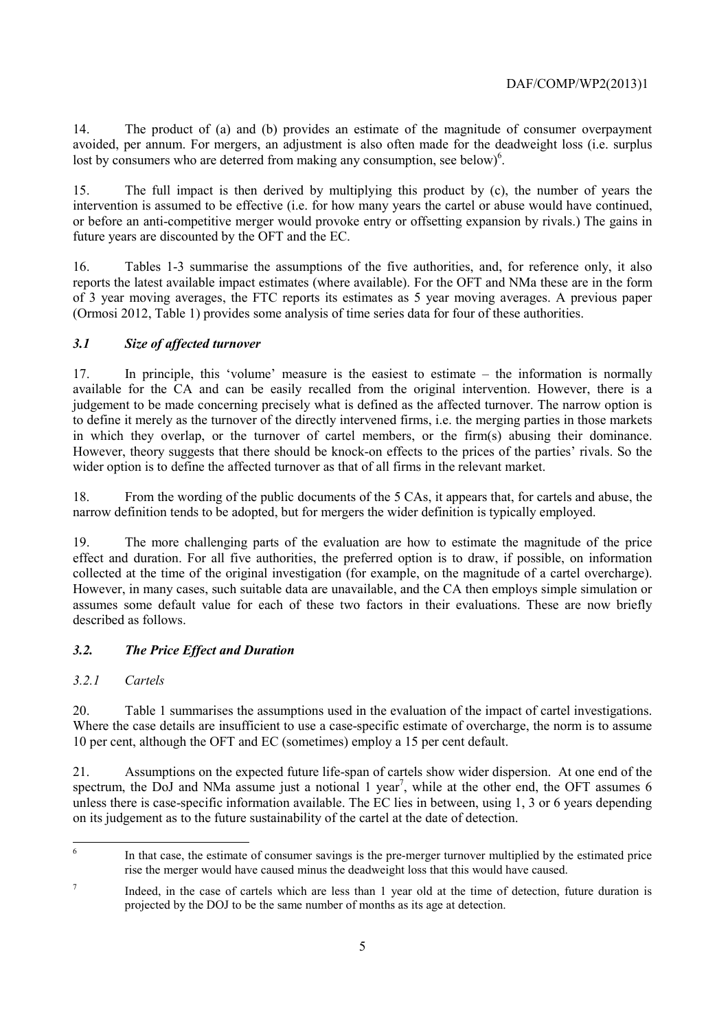14. The product of (a) and (b) provides an estimate of the magnitude of consumer overpayment avoided, per annum. For mergers, an adjustment is also often made for the deadweight loss (i.e. surplus lost by consumers who are deterred from making any consumption, see below)[6].

15. The full impact is then derived by multiplying this product by (c), the number of years the intervention is assumed to be effective (i.e. for how many years the cartel or abuse would have continued, or before an anti-competitive merger would provoke entry or offsetting expansion by rivals.) The gains in future years are discounted by the OFT and the EC.

16. Tables 1-3 summarise the assumptions of the five authorities, and, for reference only, it also reports the latest available impact estimates (where available). For the OFT and NMa these are in the form of 3 year moving averages, the FTC reports its estimates as 5 year moving averages. A previous paper (Ormosi 2012, Table 1) provides some analysis of time series data for four of these authorities.

### *3.1 Size of affected turnover*

17. In principle, this 'volume' measure is the easiest to estimate – the information is normally available for the CA and can be easily recalled from the original intervention. However, there is a judgement to be made concerning precisely what is defined as the affected turnover. The narrow option is to define it merely as the turnover of the directly intervened firms, i.e. the merging parties in those markets in which they overlap, or the turnover of cartel members, or the firm(s) abusing their dominance. However, theory suggests that there should be knock-on effects to the prices of the parties' rivals. So the wider option is to define the affected turnover as that of all firms in the relevant market.

18. From the wording of the public documents of the 5 CAs, it appears that, for cartels and abuse, the narrow definition tends to be adopted, but for mergers the wider definition is typically employed.

19. The more challenging parts of the evaluation are how to estimate the magnitude of the price effect and duration. For all five authorities, the preferred option is to draw, if possible, on information collected at the time of the original investigation (for example, on the magnitude of a cartel overcharge). However, in many cases, such suitable data are unavailable, and the CA then employs simple simulation or assumes some default value for each of these two factors in their evaluations. These are now briefly described as follows.

### *3.2. The Price Effect and Duration*

#### *3.2.1 Cartels*

20. Table 1 summarises the assumptions used in the evaluation of the impact of cartel investigations. Where the case details are insufficient to use a case-specific estimate of overcharge, the norm is to assume 10 per cent, although the OFT and EC (sometimes) employ a 15 per cent default.

21. Assumptions on the expected future life-span of cartels show wider dispersion. At one end of the spectrum, the DoJ and NMa assume just a notional 1 year[7], while at the other end, the OFT assumes 6 unless there is case-specific information available. The EC lies in between, using 1, 3 or 6 years depending on its judgement as to the future sustainability of the cartel at the date of detection.

---

[6] In that case, the estimate of consumer savings is the pre-merger turnover multiplied by the estimated price rise the merger would have caused minus the deadweight loss that this would have caused.

[7] Indeed, in the case of cartels which are less than 1 year old at the time of detection, future duration is projected by the DOJ to be the same number of months as its age at detection.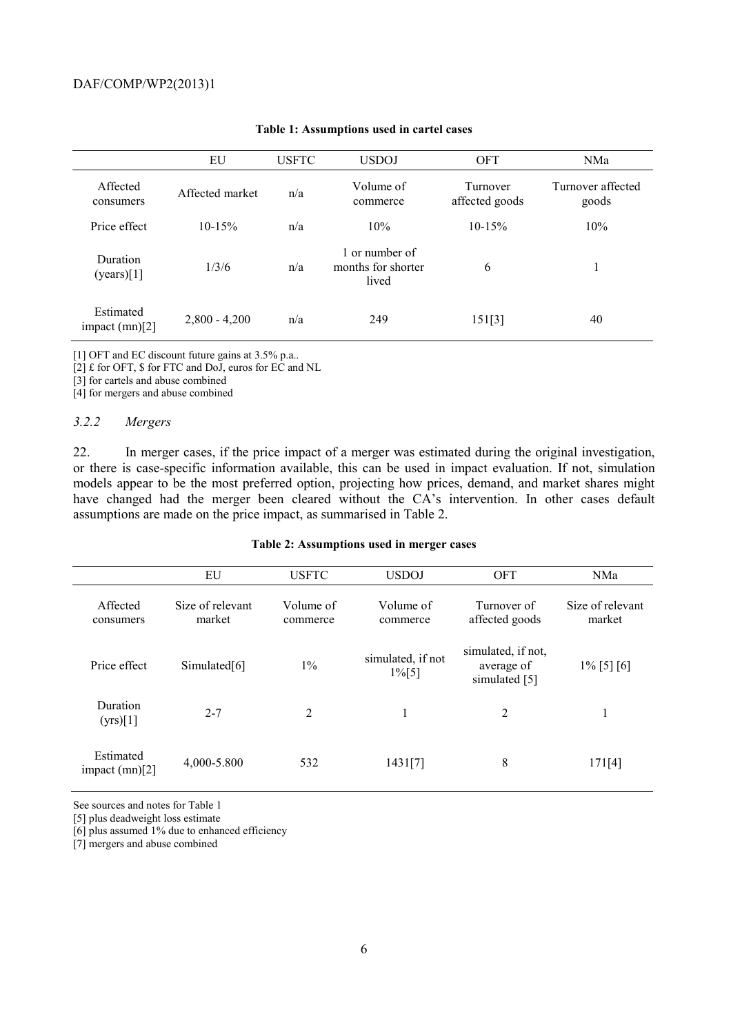**Table 1: Assumptions used in cartel cases**

| | EU | USFTC | USDOJ | OFT | NMa |
|---|---|---|---|---|---|
| Affected consumers | Affected market | n/a | Volume of commerce | Turnover affected goods | Turnover affected goods |
| Price effect | 10-15% | n/a | 10% | 10-15% | 10% |
| Duration (years)[1] | 1/3/6 | n/a | 1 or number of months for shorter lived | 6 | 1 |
| Estimated impact (mn)[2] | 2,800 - 4,200 | n/a | 249 | 151[3] | 40 |

[1] OFT and EC discount future gains at 3.5% p.a..
[2] £ for OFT, $ for FTC and DoJ, euros for EC and NL
[3] for cartels and abuse combined
[4] for mergers and abuse combined

### *3.2.2 Mergers*

22. In merger cases, if the price impact of a merger was estimated during the original investigation, or there is case-specific information available, this can be used in impact evaluation. If not, simulation models appear to be the most preferred option, projecting how prices, demand, and market shares might have changed had the merger been cleared without the CA's intervention. In other cases default assumptions are made on the price impact, as summarised in Table 2.

**Table 2: Assumptions used in merger cases**

| | EU | USFTC | USDOJ | OFT | NMa |
|---|---|---|---|---|---|
| Affected consumers | Size of relevant market | Volume of commerce | Volume of commerce | Turnover of affected goods | Size of relevant market |
| Price effect | Simulated[6] | 1% | simulated, if not 1%[5] | simulated, if not, average of simulated [5] | 1% [5] [6] |
| Duration (yrs)[1] | 2-7 | 2 | 1 | 2 | 1 |
| Estimated impact (mn)[2] | 4,000-5.800 | 532 | 1431[7] | 8 | 171[4] |

See sources and notes for Table 1
[5] plus deadweight loss estimate
[6] plus assumed 1% due to enhanced efficiency
[7] mergers and abuse combined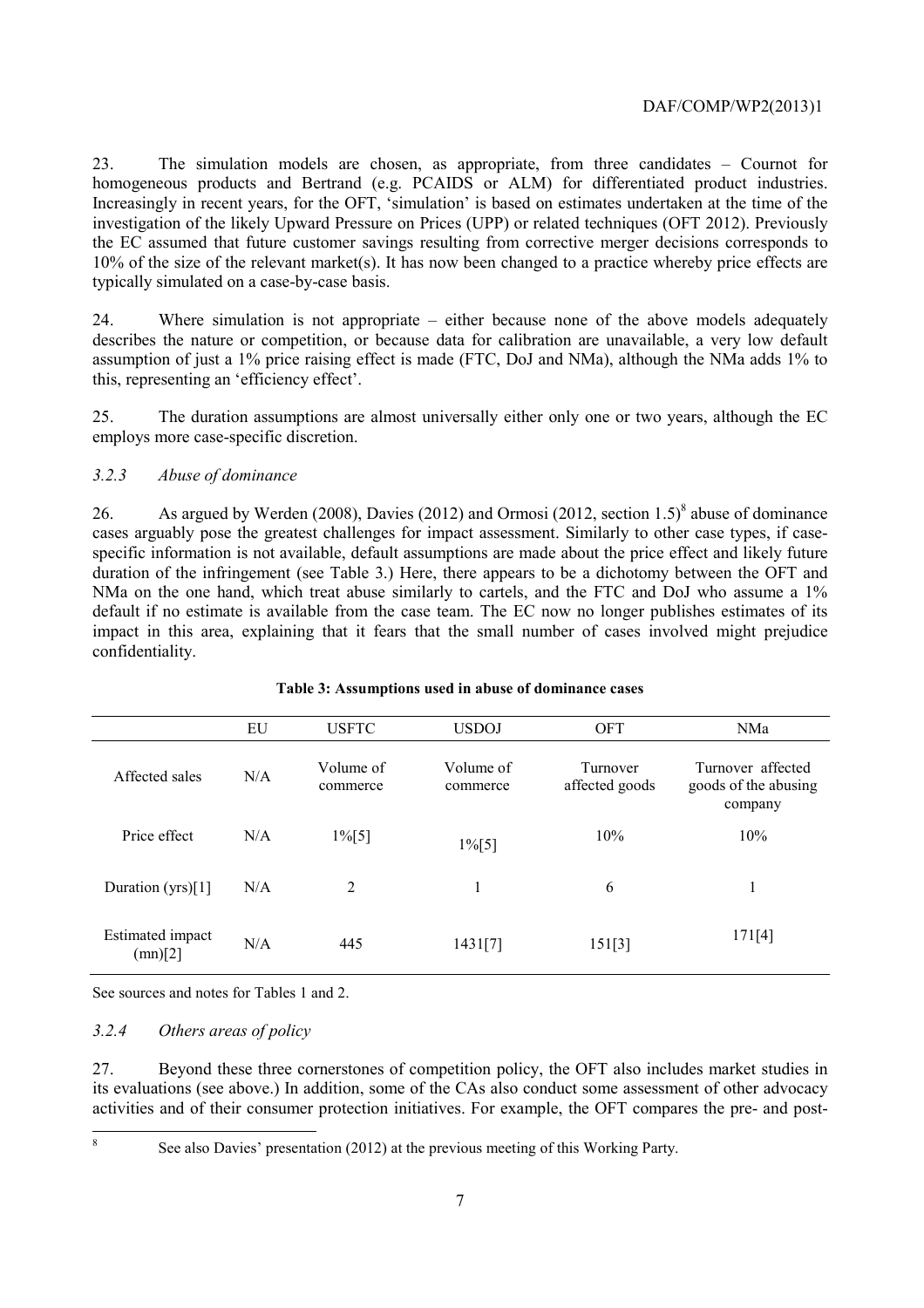23. The simulation models are chosen, as appropriate, from three candidates – Cournot for homogeneous products and Bertrand (e.g. PCAIDS or ALM) for differentiated product industries. Increasingly in recent years, for the OFT, 'simulation' is based on estimates undertaken at the time of the investigation of the likely Upward Pressure on Prices (UPP) or related techniques (OFT 2012). Previously the EC assumed that future customer savings resulting from corrective merger decisions corresponds to 10% of the size of the relevant market(s). It has now been changed to a practice whereby price effects are typically simulated on a case-by-case basis.

24. Where simulation is not appropriate – either because none of the above models adequately describes the nature or competition, or because data for calibration are unavailable, a very low default assumption of just a 1% price raising effect is made (FTC, DoJ and NMa), although the NMa adds 1% to this, representing an 'efficiency effect'.

25. The duration assumptions are almost universally either only one or two years, although the EC employs more case-specific discretion.

### *3.2.3 Abuse of dominance*

26. As argued by Werden (2008), Davies (2012) and Ormosi (2012, section 1.5)[8] abuse of dominance cases arguably pose the greatest challenges for impact assessment. Similarly to other case types, if case-specific information is not available, default assumptions are made about the price effect and likely future duration of the infringement (see Table 3.) Here, there appears to be a dichotomy between the OFT and NMa on the one hand, which treat abuse similarly to cartels, and the FTC and DoJ who assume a 1% default if no estimate is available from the case team. The EC now no longer publishes estimates of its impact in this area, explaining that it fears that the small number of cases involved might prejudice confidentiality.

**Table 3: Assumptions used in abuse of dominance cases**

| | EU | USFTC | USDOJ | OFT | NMa |
|---|---|---|---|---|---|
| Affected sales | N/A | Volume of commerce | Volume of commerce | Turnover affected goods | Turnover affected goods of the abusing company |
| Price effect | N/A | 1%[5] | 1%[5] | 10% | 10% |
| Duration (yrs)[1] | N/A | 2 | 1 | 6 | 1 |
| Estimated impact (mn)[2] | N/A | 445 | 1431[7] | 151[3] | 171[4] |

See sources and notes for Tables 1 and 2.

### *3.2.4 Others areas of policy*

27. Beyond these three cornerstones of competition policy, the OFT also includes market studies in its evaluations (see above.) In addition, some of the CAs also conduct some assessment of other advocacy activities and of their consumer protection initiatives. For example, the OFT compares the pre- and post-

[8] See also Davies' presentation (2012) at the previous meeting of this Working Party.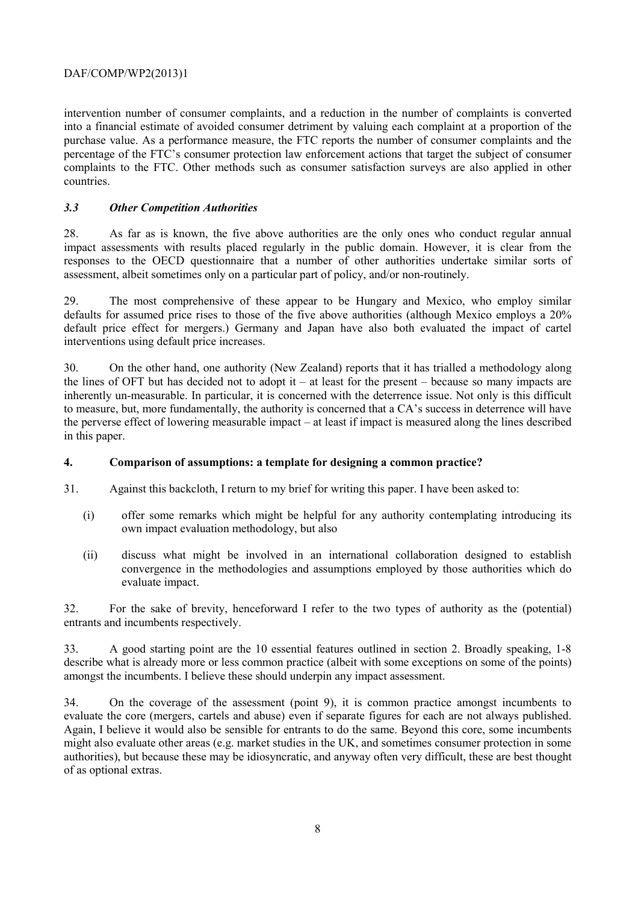intervention number of consumer complaints, and a reduction in the number of complaints is converted into a financial estimate of avoided consumer detriment by valuing each complaint at a proportion of the purchase value. As a performance measure, the FTC reports the number of consumer complaints and the percentage of the FTC's consumer protection law enforcement actions that target the subject of consumer complaints to the FTC. Other methods such as consumer satisfaction surveys are also applied in other countries.

### *3.3 Other Competition Authorities*

28. As far as is known, the five above authorities are the only ones who conduct regular annual impact assessments with results placed regularly in the public domain. However, it is clear from the responses to the OECD questionnaire that a number of other authorities undertake similar sorts of assessment, albeit sometimes only on a particular part of policy, and/or non-routinely.

29. The most comprehensive of these appear to be Hungary and Mexico, who employ similar defaults for assumed price rises to those of the five above authorities (although Mexico employs a 20% default price effect for mergers.) Germany and Japan have also both evaluated the impact of cartel interventions using default price increases.

30. On the other hand, one authority (New Zealand) reports that it has trialled a methodology along the lines of OFT but has decided not to adopt it – at least for the present – because so many impacts are inherently un-measurable. In particular, it is concerned with the deterrence issue. Not only is this difficult to measure, but, more fundamentally, the authority is concerned that a CA's success in deterrence will have the perverse effect of lowering measurable impact – at least if impact is measured along the lines described in this paper.

## 4. Comparison of assumptions: a template for designing a common practice?

31. Against this backcloth, I return to my brief for writing this paper. I have been asked to:

(i) offer some remarks which might be helpful for any authority contemplating introducing its own impact evaluation methodology, but also

(ii) discuss what might be involved in an international collaboration designed to establish convergence in the methodologies and assumptions employed by those authorities which do evaluate impact.

32. For the sake of brevity, henceforward I refer to the two types of authority as the (potential) entrants and incumbents respectively.

33. A good starting point are the 10 essential features outlined in section 2. Broadly speaking, 1-8 describe what is already more or less common practice (albeit with some exceptions on some of the points) amongst the incumbents. I believe these should underpin any impact assessment.

34. On the coverage of the assessment (point 9), it is common practice amongst incumbents to evaluate the core (mergers, cartels and abuse) even if separate figures for each are not always published. Again, I believe it would also be sensible for entrants to do the same. Beyond this core, some incumbents might also evaluate other areas (e.g. market studies in the UK, and sometimes consumer protection in some authorities), but because these may be idiosyncratic, and anyway often very difficult, these are best thought of as optional extras.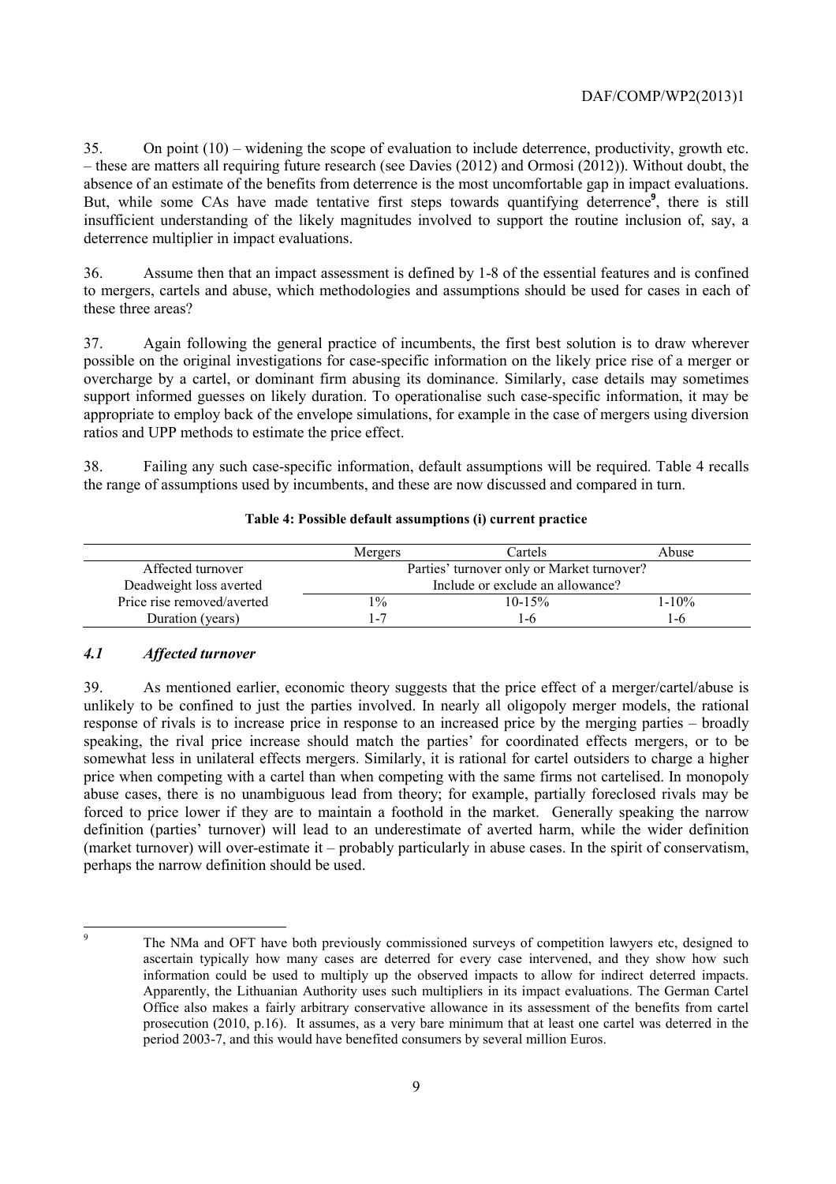35. On point (10) – widening the scope of evaluation to include deterrence, productivity, growth etc. – these are matters all requiring future research (see Davies (2012) and Ormosi (2012)). Without doubt, the absence of an estimate of the benefits from deterrence is the most uncomfortable gap in impact evaluations. But, while some CAs have made tentative first steps towards quantifying deterrence[9], there is still insufficient understanding of the likely magnitudes involved to support the routine inclusion of, say, a deterrence multiplier in impact evaluations.

36. Assume then that an impact assessment is defined by 1-8 of the essential features and is confined to mergers, cartels and abuse, which methodologies and assumptions should be used for cases in each of these three areas?

37. Again following the general practice of incumbents, the first best solution is to draw wherever possible on the original investigations for case-specific information on the likely price rise of a merger or overcharge by a cartel, or dominant firm abusing its dominance. Similarly, case details may sometimes support informed guesses on likely duration. To operationalise such case-specific information, it may be appropriate to employ back of the envelope simulations, for example in the case of mergers using diversion ratios and UPP methods to estimate the price effect.

38. Failing any such case-specific information, default assumptions will be required. Table 4 recalls the range of assumptions used by incumbents, and these are now discussed and compared in turn.

**Table 4: Possible default assumptions (i) current practice**

| | Mergers | Cartels | Abuse |
|---|---|---|---|
| Affected turnover | Parties' turnover only or Market turnover? | | |
| Deadweight loss averted | Include or exclude an allowance? | | |
| Price rise removed/averted | 1% | 10-15% | 1-10% |
| Duration (years) | 1-7 | 1-6 | 1-6 |

### *4.1 Affected turnover*

39. As mentioned earlier, economic theory suggests that the price effect of a merger/cartel/abuse is unlikely to be confined to just the parties involved. In nearly all oligopoly merger models, the rational response of rivals is to increase price in response to an increased price by the merging parties – broadly speaking, the rival price increase should match the parties' for coordinated effects mergers, or to be somewhat less in unilateral effects mergers. Similarly, it is rational for cartel outsiders to charge a higher price when competing with a cartel than when competing with the same firms not cartelised. In monopoly abuse cases, there is no unambiguous lead from theory; for example, partially foreclosed rivals may be forced to price lower if they are to maintain a foothold in the market. Generally speaking the narrow definition (parties' turnover) will lead to an underestimate of averted harm, while the wider definition (market turnover) will over-estimate it – probably particularly in abuse cases. In the spirit of conservatism, perhaps the narrow definition should be used.

---

[9] The NMa and OFT have both previously commissioned surveys of competition lawyers etc, designed to ascertain typically how many cases are deterred for every case intervened, and they show how such information could be used to multiply up the observed impacts to allow for indirect deterred impacts. Apparently, the Lithuanian Authority uses such multipliers in its impact evaluations. The German Cartel Office also makes a fairly arbitrary conservative allowance in its assessment of the benefits from cartel prosecution (2010, p.16). It assumes, as a very bare minimum that at least one cartel was deterred in the period 2003-7, and this would have benefited consumers by several million Euros.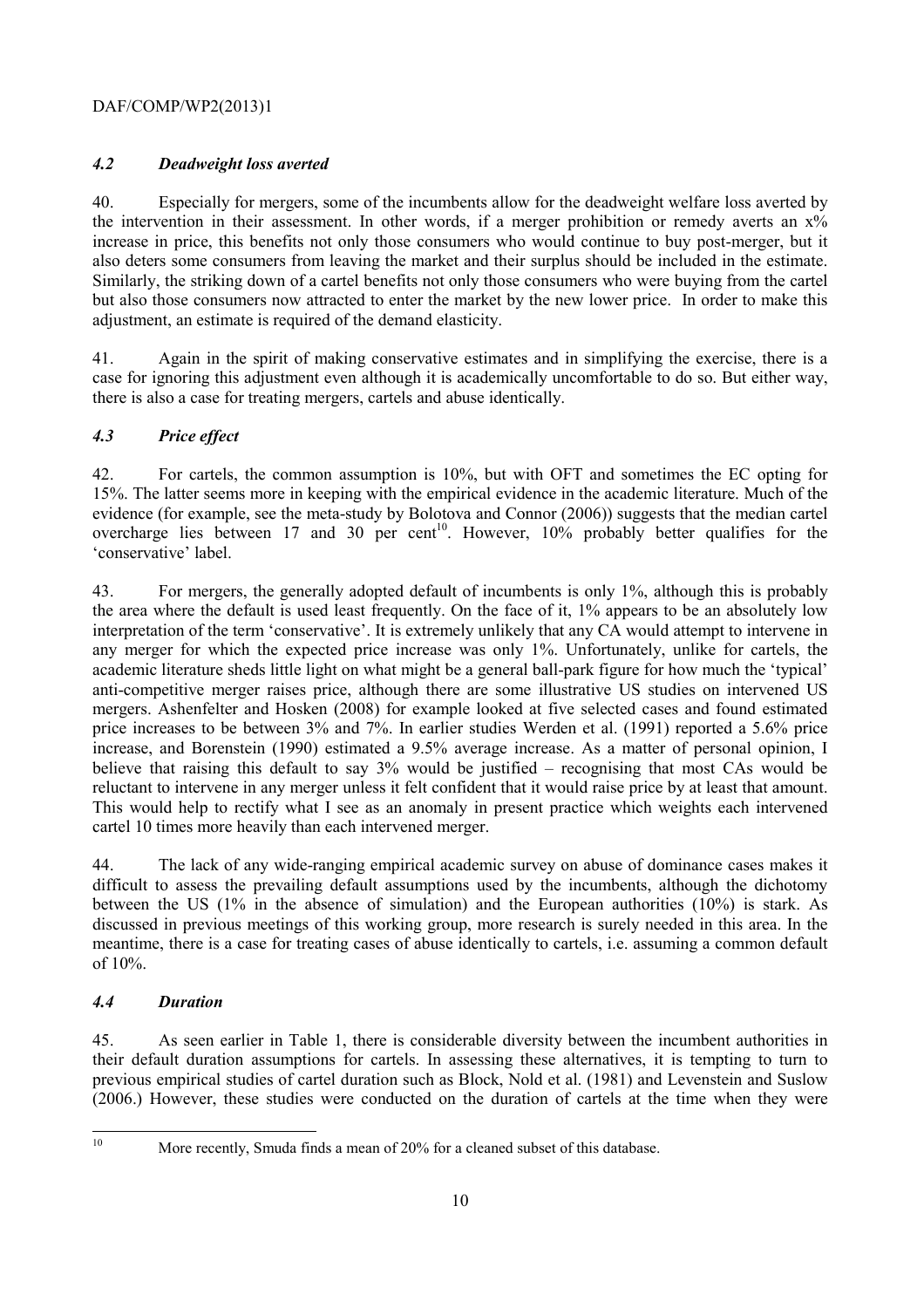### *4.2 Deadweight loss averted*

40. Especially for mergers, some of the incumbents allow for the deadweight welfare loss averted by the intervention in their assessment. In other words, if a merger prohibition or remedy averts an x% increase in price, this benefits not only those consumers who would continue to buy post-merger, but it also deters some consumers from leaving the market and their surplus should be included in the estimate. Similarly, the striking down of a cartel benefits not only those consumers who were buying from the cartel but also those consumers now attracted to enter the market by the new lower price. In order to make this adjustment, an estimate is required of the demand elasticity.

41. Again in the spirit of making conservative estimates and in simplifying the exercise, there is a case for ignoring this adjustment even although it is academically uncomfortable to do so. But either way, there is also a case for treating mergers, cartels and abuse identically.

### *4.3 Price effect*

42. For cartels, the common assumption is 10%, but with OFT and sometimes the EC opting for 15%. The latter seems more in keeping with the empirical evidence in the academic literature. Much of the evidence (for example, see the meta-study by Bolotova and Connor (2006)) suggests that the median cartel overcharge lies between 17 and 30 per cent[10]. However, 10% probably better qualifies for the 'conservative' label.

43. For mergers, the generally adopted default of incumbents is only 1%, although this is probably the area where the default is used least frequently. On the face of it, 1% appears to be an absolutely low interpretation of the term 'conservative'. It is extremely unlikely that any CA would attempt to intervene in any merger for which the expected price increase was only 1%. Unfortunately, unlike for cartels, the academic literature sheds little light on what might be a general ball-park figure for how much the 'typical' anti-competitive merger raises price, although there are some illustrative US studies on intervened US mergers. Ashenfelter and Hosken (2008) for example looked at five selected cases and found estimated price increases to be between 3% and 7%. In earlier studies Werden et al. (1991) reported a 5.6% price increase, and Borenstein (1990) estimated a 9.5% average increase. As a matter of personal opinion, I believe that raising this default to say 3% would be justified – recognising that most CAs would be reluctant to intervene in any merger unless it felt confident that it would raise price by at least that amount. This would help to rectify what I see as an anomaly in present practice which weights each intervened cartel 10 times more heavily than each intervened merger.

44. The lack of any wide-ranging empirical academic survey on abuse of dominance cases makes it difficult to assess the prevailing default assumptions used by the incumbents, although the dichotomy between the US (1% in the absence of simulation) and the European authorities (10%) is stark. As discussed in previous meetings of this working group, more research is surely needed in this area. In the meantime, there is a case for treating cases of abuse identically to cartels, i.e. assuming a common default of 10%.

### *4.4 Duration*

45. As seen earlier in Table 1, there is considerable diversity between the incumbent authorities in their default duration assumptions for cartels. In assessing these alternatives, it is tempting to turn to previous empirical studies of cartel duration such as Block, Nold et al. (1981) and Levenstein and Suslow (2006.) However, these studies were conducted on the duration of cartels at the time when they were

[10] More recently, Smuda finds a mean of 20% for a cleaned subset of this database.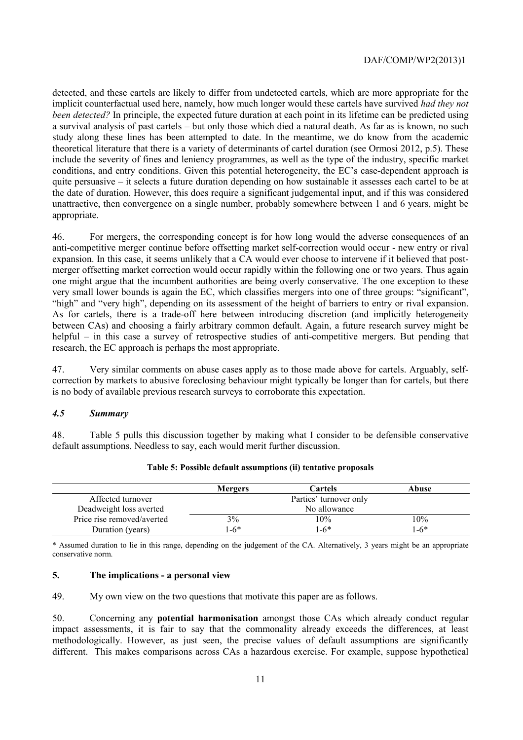detected, and these cartels are likely to differ from undetected cartels, which are more appropriate for the implicit counterfactual used here, namely, how much longer would these cartels have survived *had they not been detected?* In principle, the expected future duration at each point in its lifetime can be predicted using a survival analysis of past cartels – but only those which died a natural death. As far as is known, no such study along these lines has been attempted to date. In the meantime, we do know from the academic theoretical literature that there is a variety of determinants of cartel duration (see Ormosi 2012, p.5). These include the severity of fines and leniency programmes, as well as the type of the industry, specific market conditions, and entry conditions. Given this potential heterogeneity, the EC's case-dependent approach is quite persuasive – it selects a future duration depending on how sustainable it assesses each cartel to be at the date of duration. However, this does require a significant judgemental input, and if this was considered unattractive, then convergence on a single number, probably somewhere between 1 and 6 years, might be appropriate.

46. For mergers, the corresponding concept is for how long would the adverse consequences of an anti-competitive merger continue before offsetting market self-correction would occur - new entry or rival expansion. In this case, it seems unlikely that a CA would ever choose to intervene if it believed that post-merger offsetting market correction would occur rapidly within the following one or two years. Thus again one might argue that the incumbent authorities are being overly conservative. The one exception to these very small lower bounds is again the EC, which classifies mergers into one of three groups: "significant", "high" and "very high", depending on its assessment of the height of barriers to entry or rival expansion. As for cartels, there is a trade-off here between introducing discretion (and implicitly heterogeneity between CAs) and choosing a fairly arbitrary common default. Again, a future research survey might be helpful – in this case a survey of retrospective studies of anti-competitive mergers. But pending that research, the EC approach is perhaps the most appropriate.

47. Very similar comments on abuse cases apply as to those made above for cartels. Arguably, self-correction by markets to abusive foreclosing behaviour might typically be longer than for cartels, but there is no body of available previous research surveys to corroborate this expectation.

### *4.5 Summary*

48. Table 5 pulls this discussion together by making what I consider to be defensible conservative default assumptions. Needless to say, each would merit further discussion.

**Table 5: Possible default assumptions (ii) tentative proposals**

| | Mergers | Cartels | Abuse |
|---|---|---|---|
| Affected turnover | Parties' turnover only | | |
| Deadweight loss averted | No allowance | | |
| Price rise removed/averted | 3% | 10% | 10% |
| Duration (years) | 1-6* | 1-6* | 1-6* |

\* Assumed duration to lie in this range, depending on the judgement of the CA. Alternatively, 3 years might be an appropriate conservative norm.

## 5. The implications - a personal view

49. My own view on the two questions that motivate this paper are as follows.

50. Concerning any **potential harmonisation** amongst those CAs which already conduct regular impact assessments, it is fair to say that the commonality already exceeds the differences, at least methodologically. However, as just seen, the precise values of default assumptions are significantly different. This makes comparisons across CAs a hazardous exercise. For example, suppose hypothetical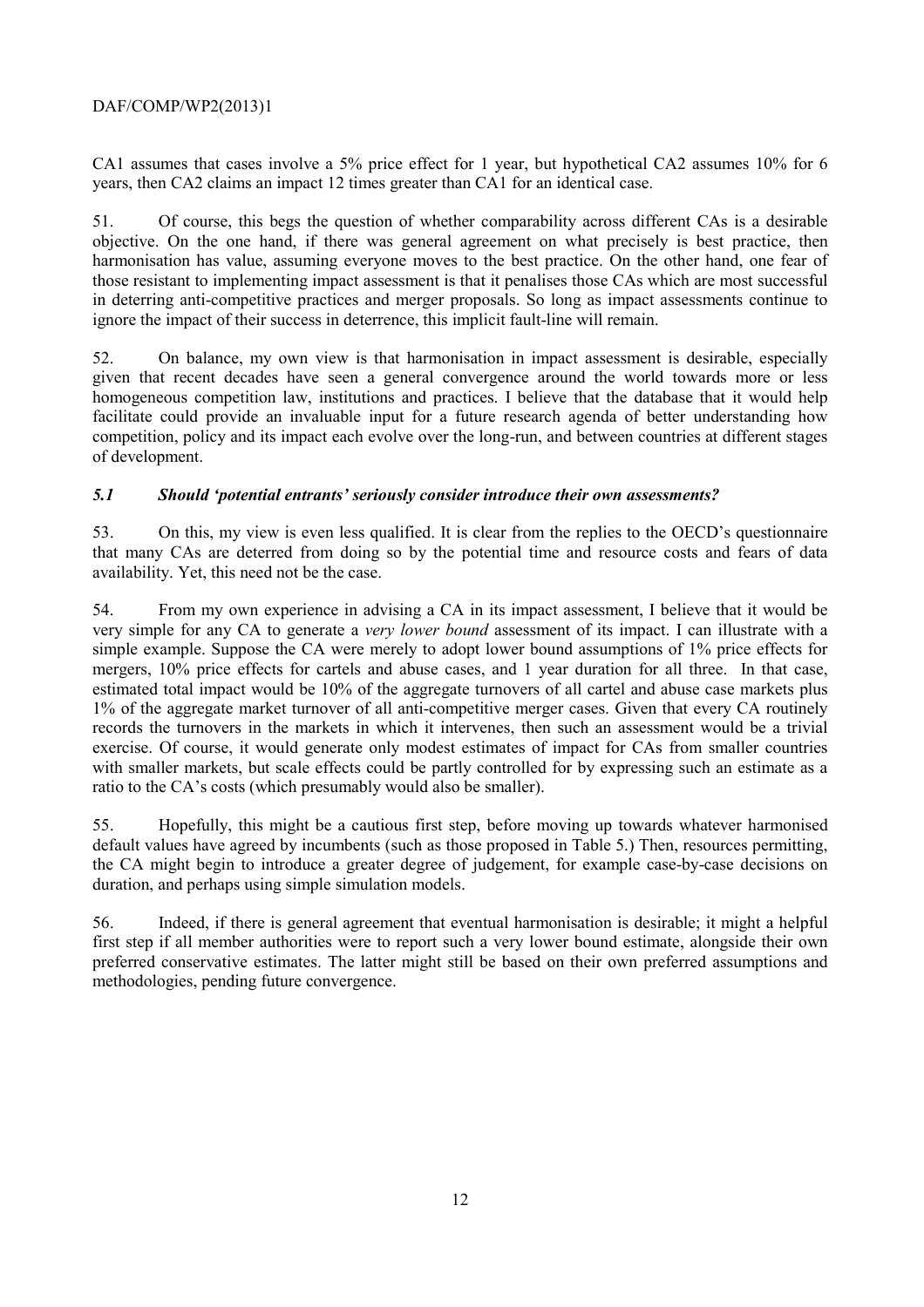CA1 assumes that cases involve a 5% price effect for 1 year, but hypothetical CA2 assumes 10% for 6 years, then CA2 claims an impact 12 times greater than CA1 for an identical case.

51. Of course, this begs the question of whether comparability across different CAs is a desirable objective. On the one hand, if there was general agreement on what precisely is best practice, then harmonisation has value, assuming everyone moves to the best practice. On the other hand, one fear of those resistant to implementing impact assessment is that it penalises those CAs which are most successful in deterring anti-competitive practices and merger proposals. So long as impact assessments continue to ignore the impact of their success in deterrence, this implicit fault-line will remain.

52. On balance, my own view is that harmonisation in impact assessment is desirable, especially given that recent decades have seen a general convergence around the world towards more or less homogeneous competition law, institutions and practices. I believe that the database that it would help facilitate could provide an invaluable input for a future research agenda of better understanding how competition, policy and its impact each evolve over the long-run, and between countries at different stages of development.

### *5.1 Should 'potential entrants' seriously consider introduce their own assessments?*

53. On this, my view is even less qualified. It is clear from the replies to the OECD's questionnaire that many CAs are deterred from doing so by the potential time and resource costs and fears of data availability. Yet, this need not be the case.

54. From my own experience in advising a CA in its impact assessment, I believe that it would be very simple for any CA to generate a *very lower bound* assessment of its impact. I can illustrate with a simple example. Suppose the CA were merely to adopt lower bound assumptions of 1% price effects for mergers, 10% price effects for cartels and abuse cases, and 1 year duration for all three. In that case, estimated total impact would be 10% of the aggregate turnovers of all cartel and abuse case markets plus 1% of the aggregate market turnover of all anti-competitive merger cases. Given that every CA routinely records the turnovers in the markets in which it intervenes, then such an assessment would be a trivial exercise. Of course, it would generate only modest estimates of impact for CAs from smaller countries with smaller markets, but scale effects could be partly controlled for by expressing such an estimate as a ratio to the CA's costs (which presumably would also be smaller).

55. Hopefully, this might be a cautious first step, before moving up towards whatever harmonised default values have agreed by incumbents (such as those proposed in Table 5.) Then, resources permitting, the CA might begin to introduce a greater degree of judgement, for example case-by-case decisions on duration, and perhaps using simple simulation models.

56. Indeed, if there is general agreement that eventual harmonisation is desirable; it might a helpful first step if all member authorities were to report such a very lower bound estimate, alongside their own preferred conservative estimates. The latter might still be based on their own preferred assumptions and methodologies, pending future convergence.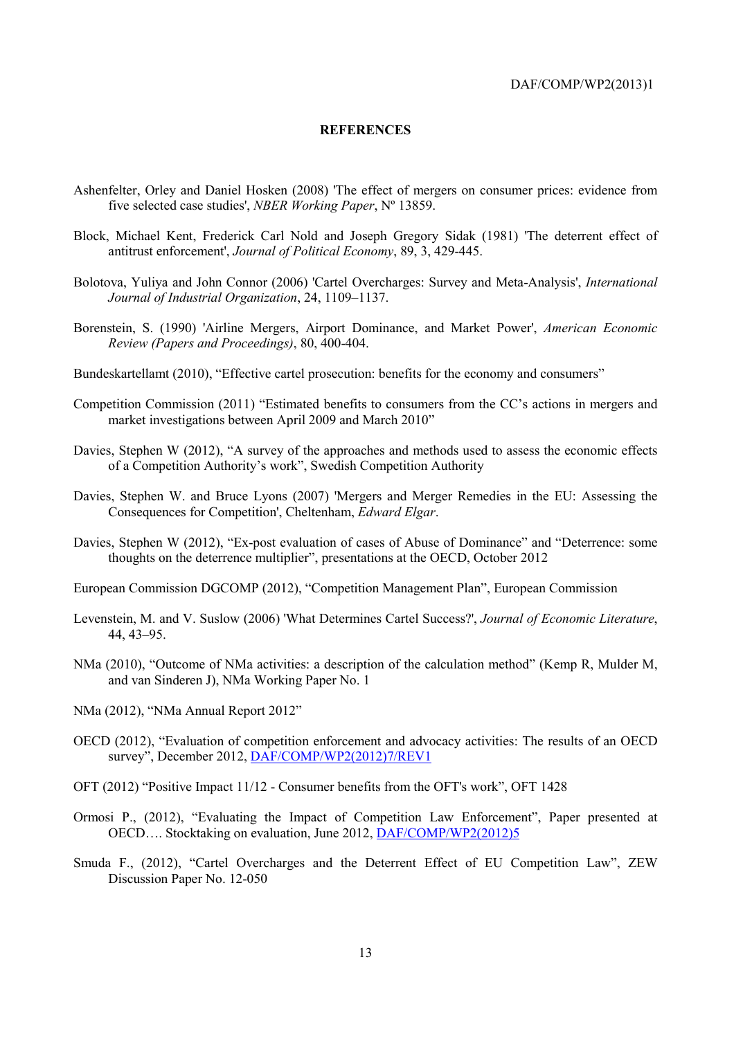# REFERENCES

Ashenfelter, Orley and Daniel Hosken (2008) 'The effect of mergers on consumer prices: evidence from five selected case studies', *NBER Working Paper*, Nº 13859.

Block, Michael Kent, Frederick Carl Nold and Joseph Gregory Sidak (1981) 'The deterrent effect of antitrust enforcement', *Journal of Political Economy*, 89, 3, 429-445.

Bolotova, Yuliya and John Connor (2006) 'Cartel Overcharges: Survey and Meta-Analysis', *International Journal of Industrial Organization*, 24, 1109–1137.

Borenstein, S. (1990) 'Airline Mergers, Airport Dominance, and Market Power', *American Economic Review (Papers and Proceedings)*, 80, 400-404.

Bundeskartellamt (2010), "Effective cartel prosecution: benefits for the economy and consumers"

Competition Commission (2011) "Estimated benefits to consumers from the CC's actions in mergers and market investigations between April 2009 and March 2010"

Davies, Stephen W (2012), "A survey of the approaches and methods used to assess the economic effects of a Competition Authority's work", Swedish Competition Authority

Davies, Stephen W. and Bruce Lyons (2007) 'Mergers and Merger Remedies in the EU: Assessing the Consequences for Competition', Cheltenham, *Edward Elgar*.

Davies, Stephen W (2012), "Ex-post evaluation of cases of Abuse of Dominance" and "Deterrence: some thoughts on the deterrence multiplier", presentations at the OECD, October 2012

European Commission DGCOMP (2012), "Competition Management Plan", European Commission

Levenstein, M. and V. Suslow (2006) 'What Determines Cartel Success?', *Journal of Economic Literature*, 44, 43–95.

NMa (2010), "Outcome of NMa activities: a description of the calculation method" (Kemp R, Mulder M, and van Sinderen J), NMa Working Paper No. 1

NMa (2012), "NMa Annual Report 2012"

OECD (2012), "Evaluation of competition enforcement and advocacy activities: The results of an OECD survey", December 2012, DAF/COMP/WP2(2012)7/REV1

OFT (2012) "Positive Impact 11/12 - Consumer benefits from the OFT's work", OFT 1428

Ormosi P., (2012), "Evaluating the Impact of Competition Law Enforcement", Paper presented at OECD…. Stocktaking on evaluation, June 2012, DAF/COMP/WP2(2012)5

Smuda F., (2012), "Cartel Overcharges and the Deterrent Effect of EU Competition Law", ZEW Discussion Paper No. 12-050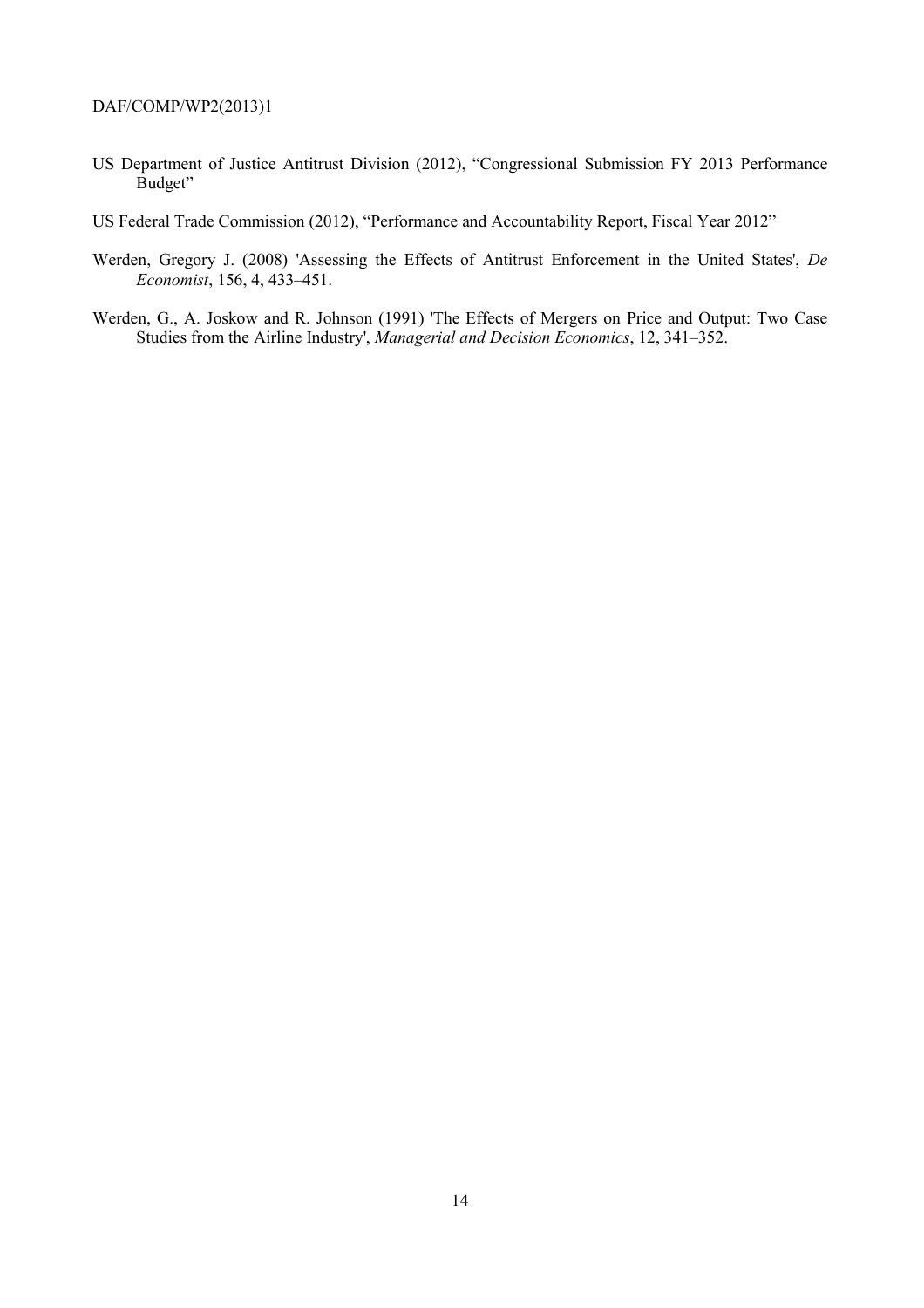US Department of Justice Antitrust Division (2012), "Congressional Submission FY 2013 Performance Budget"

US Federal Trade Commission (2012), "Performance and Accountability Report, Fiscal Year 2012"

Werden, Gregory J. (2008) 'Assessing the Effects of Antitrust Enforcement in the United States', *De Economist*, 156, 4, 433–451.

Werden, G., A. Joskow and R. Johnson (1991) 'The Effects of Mergers on Price and Output: Two Case Studies from the Airline Industry', *Managerial and Decision Economics*, 12, 341–352.